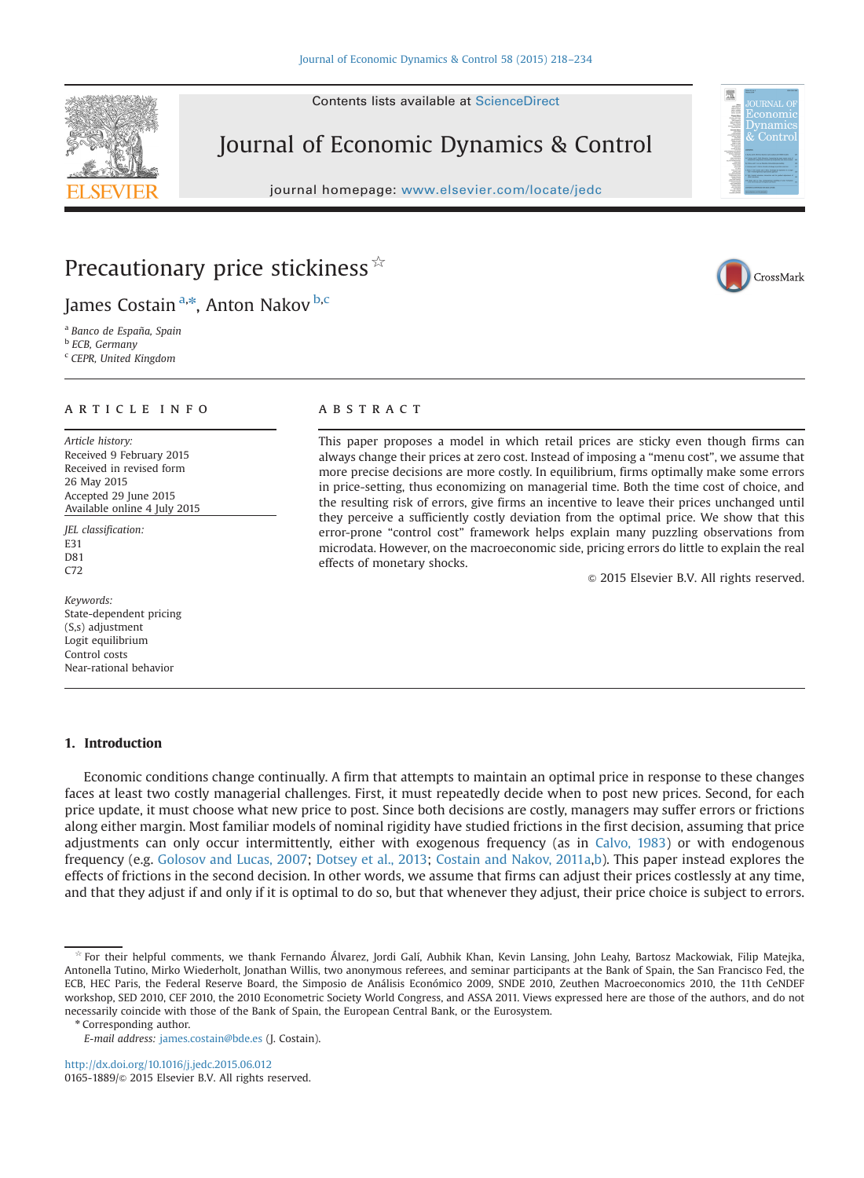# Precautionary price stickiness ☆

James Costain [a,*], Anton Nakov [b,c]

[a] Banco de España, Spain
[b] ECB, Germany
[c] CEPR, United Kingdom

## ARTICLE INFO

*Article history:*
Received 9 February 2015
Received in revised form
26 May 2015
Accepted 29 June 2015
Available online 4 July 2015

*JEL classification:*
E31
D81
C72

*Keywords:*
State-dependent pricing
(S,s) adjustment
Logit equilibrium
Control costs
Near-rational behavior

## ABSTRACT

This paper proposes a model in which retail prices are sticky even though firms can always change their prices at zero cost. Instead of imposing a "menu cost", we assume that more precise decisions are more costly. In equilibrium, firms optimally make some errors in price-setting, thus economizing on managerial time. Both the time cost of choice, and the resulting risk of errors, give firms an incentive to leave their prices unchanged until they perceive a sufficiently costly deviation from the optimal price. We show that this error-prone "control cost" framework helps explain many puzzling observations from microdata. However, on the macroeconomic side, pricing errors do little to explain the real effects of monetary shocks.

© 2015 Elsevier B.V. All rights reserved.

## 1. Introduction

Economic conditions change continually. A firm that attempts to maintain an optimal price in response to these changes faces at least two costly managerial challenges. First, it must repeatedly decide when to post new prices. Second, for each price update, it must choose what new price to post. Since both decisions are costly, managers may suffer errors or frictions along either margin. Most familiar models of nominal rigidity have studied frictions in the first decision, assuming that price adjustments can only occur intermittently, either with exogenous frequency (as in Calvo, 1983) or with endogenous frequency (e.g. Golosov and Lucas, 2007; Dotsey et al., 2013; Costain and Nakov, 2011a,b). This paper instead explores the effects of frictions in the second decision. In other words, we assume that firms can adjust their prices costlessly at any time, and that they adjust if and only if it is optimal to do so, but that whenever they adjust, their price choice is subject to errors.

☆ For their helpful comments, we thank Fernando Álvarez, Jordi Galí, Aubhik Khan, Kevin Lansing, John Leahy, Bartosz Mackowiak, Filip Matejka, Antonella Tutino, Mirko Wiederholt, Jonathan Willis, two anonymous referees, and seminar participants at the Bank of Spain, the San Francisco Fed, the ECB, HEC Paris, the Federal Reserve Board, the Simposio de Análisis Económico 2009, SNDE 2010, Zeuthen Macroeconomics 2010, the 11th CeNDEF workshop, SED 2010, CEF 2010, the 2010 Econometric Society World Congress, and ASSA 2011. Views expressed here are those of the authors, and do not necessarily coincide with those of the Bank of Spain, the European Central Bank, or the Eurosystem.

\* Corresponding author.

*E-mail address:* james.costain@bde.es (J. Costain).

http://dx.doi.org/10.1016/j.jedc.2015.06.012
0165-1889/© 2015 Elsevier B.V. All rights reserved.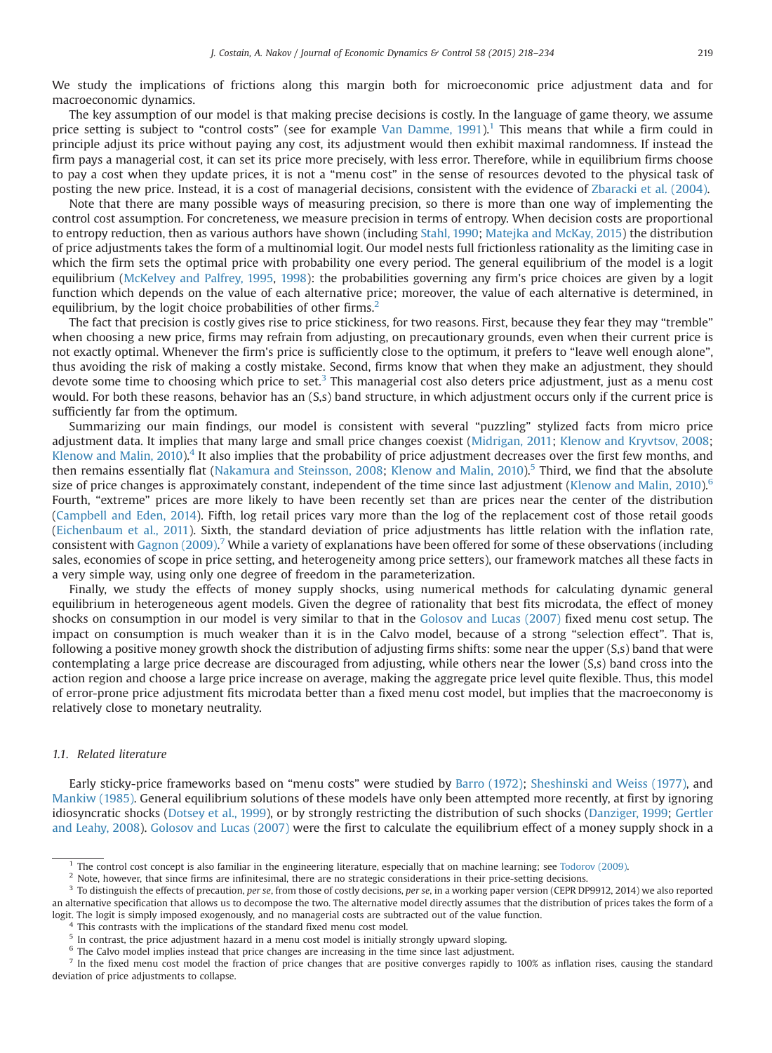We study the implications of frictions along this margin both for microeconomic price adjustment data and for macroeconomic dynamics.

The key assumption of our model is that making precise decisions is costly. In the language of game theory, we assume price setting is subject to "control costs" (see for example Van Damme, 1991).[1] This means that while a firm could in principle adjust its price without paying any cost, its adjustment would then exhibit maximal randomness. If instead the firm pays a managerial cost, it can set its price more precisely, with less error. Therefore, while in equilibrium firms choose to pay a cost when they update prices, it is not a "menu cost" in the sense of resources devoted to the physical task of posting the new price. Instead, it is a cost of managerial decisions, consistent with the evidence of Zbaracki et al. (2004).

Note that there are many possible ways of measuring precision, so there is more than one way of implementing the control cost assumption. For concreteness, we measure precision in terms of entropy. When decision costs are proportional to entropy reduction, then as various authors have shown (including Stahl, 1990; Matejka and McKay, 2015) the distribution of price adjustments takes the form of a multinomial logit. Our model nests full frictionless rationality as the limiting case in which the firm sets the optimal price with probability one every period. The general equilibrium of the model is a logit equilibrium (McKelvey and Palfrey, 1995, 1998): the probabilities governing any firm's price choices are given by a logit function which depends on the value of each alternative price; moreover, the value of each alternative is determined, in equilibrium, by the logit choice probabilities of other firms.[2]

The fact that precision is costly gives rise to price stickiness, for two reasons. First, because they fear they may "tremble" when choosing a new price, firms may refrain from adjusting, on precautionary grounds, even when their current price is not exactly optimal. Whenever the firm's price is sufficiently close to the optimum, it prefers to "leave well enough alone", thus avoiding the risk of making a costly mistake. Second, firms know that when they make an adjustment, they should devote some time to choosing which price to set.[3] This managerial cost also deters price adjustment, just as a menu cost would. For both these reasons, behavior has an (S,s) band structure, in which adjustment occurs only if the current price is sufficiently far from the optimum.

Summarizing our main findings, our model is consistent with several "puzzling" stylized facts from micro price adjustment data. It implies that many large and small price changes coexist (Midrigan, 2011; Klenow and Kryvtsov, 2008; Klenow and Malin, 2010).[4] It also implies that the probability of price adjustment decreases over the first few months, and then remains essentially flat (Nakamura and Steinsson, 2008; Klenow and Malin, 2010).[5] Third, we find that the absolute size of price changes is approximately constant, independent of the time since last adjustment (Klenow and Malin, 2010).[6] Fourth, "extreme" prices are more likely to have been recently set than are prices near the center of the distribution (Campbell and Eden, 2014). Fifth, log retail prices vary more than the log of the replacement cost of those retail goods (Eichenbaum et al., 2011). Sixth, the standard deviation of price adjustments has little relation with the inflation rate, consistent with Gagnon (2009).[7] While a variety of explanations have been offered for some of these observations (including sales, economies of scope in price setting, and heterogeneity among price setters), our framework matches all these facts in a very simple way, using only one degree of freedom in the parameterization.

Finally, we study the effects of money supply shocks, using numerical methods for calculating dynamic general equilibrium in heterogeneous agent models. Given the degree of rationality that best fits microdata, the effect of money shocks on consumption in our model is very similar to that in the Golosov and Lucas (2007) fixed menu cost setup. The impact on consumption is much weaker than it is in the Calvo model, because of a strong "selection effect". That is, following a positive money growth shock the distribution of adjusting firms shifts: some near the upper (S,s) band that were contemplating a large price decrease are discouraged from adjusting, while others near the lower (S,s) band cross into the action region and choose a large price increase on average, making the aggregate price level quite flexible. Thus, this model of error-prone price adjustment fits microdata better than a fixed menu cost model, but implies that the macroeconomy is relatively close to monetary neutrality.

### 1.1. Related literature

Early sticky-price frameworks based on "menu costs" were studied by Barro (1972); Sheshinski and Weiss (1977), and Mankiw (1985). General equilibrium solutions of these models have only been attempted more recently, at first by ignoring idiosyncratic shocks (Dotsey et al., 1999), or by strongly restricting the distribution of such shocks (Danziger, 1999; Gertler and Leahy, 2008). Golosov and Lucas (2007) were the first to calculate the equilibrium effect of a money supply shock in a

---

[1] The control cost concept is also familiar in the engineering literature, especially that on machine learning; see Todorov (2009).

[2] Note, however, that since firms are infinitesimal, there are no strategic considerations in their price-setting decisions.

[3] To distinguish the effects of precaution, *per se*, from those of costly decisions, *per se*, in a working paper version (CEPR DP9912, 2014) we also reported an alternative specification that allows us to decompose the two. The alternative model directly assumes that the distribution of prices takes the form of a logit. The logit is simply imposed exogenously, and no managerial costs are subtracted out of the value function.

[4] This contrasts with the implications of the standard fixed menu cost model.

[5] In contrast, the price adjustment hazard in a menu cost model is initially strongly upward sloping.

[6] The Calvo model implies instead that price changes are increasing in the time since last adjustment.

[7] In the fixed menu cost model the fraction of price changes that are positive converges rapidly to 100% as inflation rises, causing the standard deviation of price adjustments to collapse.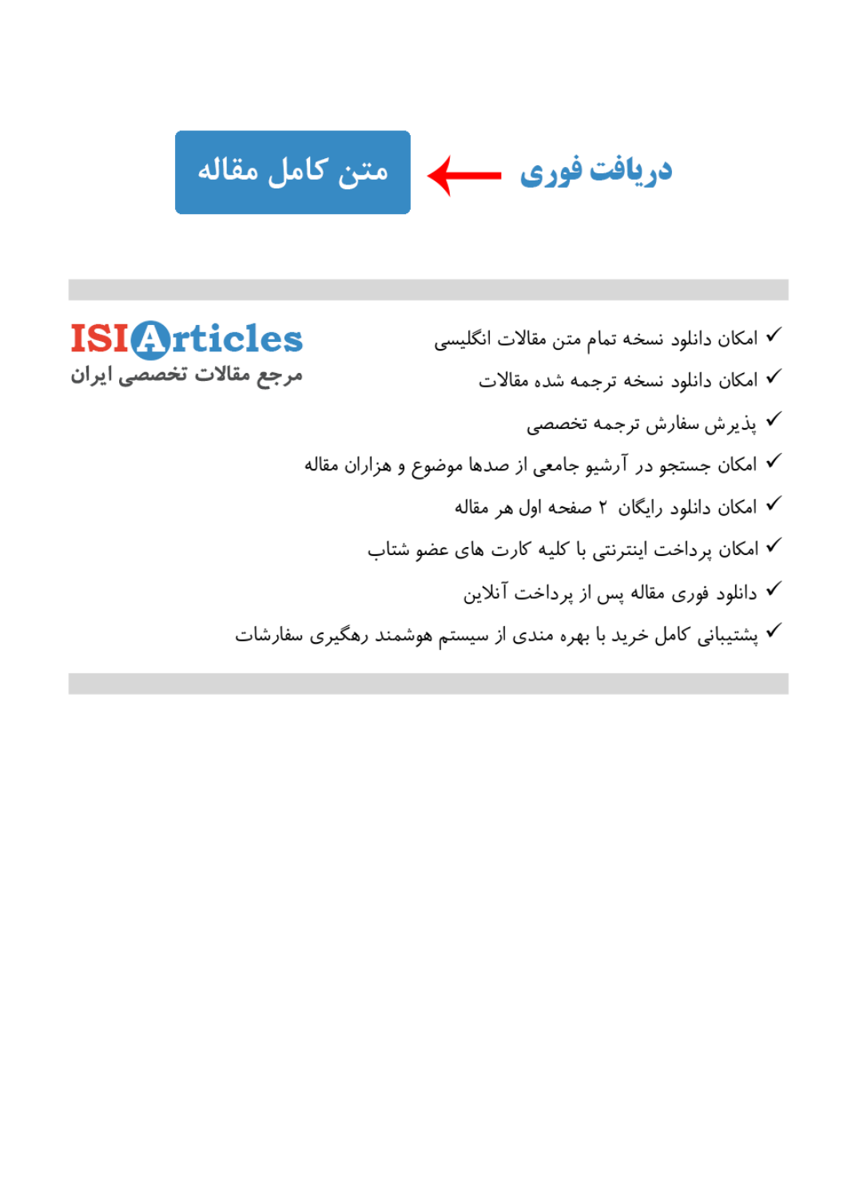دریافت فوری ← متن کامل مقاله

**ISIArticles**
مرجع مقالات تخصصی ایران

- ✓ امکان دانلود نسخه تمام متن مقالات انگلیسی
- ✓ امکان دانلود نسخه ترجمه شده مقالات
- ✓ پذیرش سفارش ترجمه تخصصی
- ✓ امکان جستجو در آرشیو جامعی از صدها موضوع و هزاران مقاله
- ✓ امکان دانلود رایگان ۲ صفحه اول هر مقاله
- ✓ امکان پرداخت اینترنتی با کلیه کارت های عضو شتاب
- ✓ دانلود فوری مقاله پس از پرداخت آنلاین
- ✓ پشتیبانی کامل خرید با بهره مندی از سیستم هوشمند رهگیری سفارشات